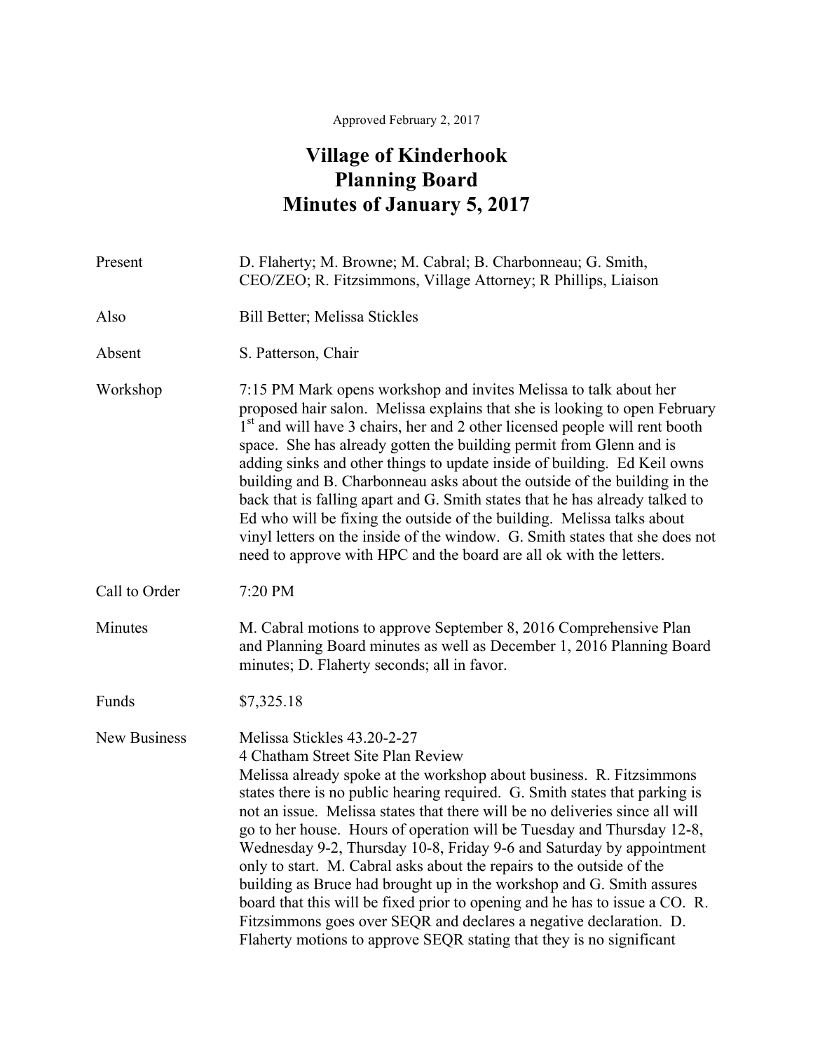Approved February 2, 2017

# Village of Kinderhook
# Planning Board
# Minutes of January 5, 2017

| | |
|---|---|
| Present | D. Flaherty; M. Browne; M. Cabral; B. Charbonneau; G. Smith, CEO/ZEO; R. Fitzsimmons, Village Attorney; R Phillips, Liaison |
| Also | Bill Better; Melissa Stickles |
| Absent | S. Patterson, Chair |
| Workshop | 7:15 PM Mark opens workshop and invites Melissa to talk about her proposed hair salon. Melissa explains that she is looking to open February 1st and will have 3 chairs, her and 2 other licensed people will rent booth space. She has already gotten the building permit from Glenn and is adding sinks and other things to update inside of building. Ed Keil owns building and B. Charbonneau asks about the outside of the building in the back that is falling apart and G. Smith states that he has already talked to Ed who will be fixing the outside of the building. Melissa talks about vinyl letters on the inside of the window. G. Smith states that she does not need to approve with HPC and the board are all ok with the letters. |
| Call to Order | 7:20 PM |
| Minutes | M. Cabral motions to approve September 8, 2016 Comprehensive Plan and Planning Board minutes as well as December 1, 2016 Planning Board minutes; D. Flaherty seconds; all in favor. |
| Funds | $7,325.18 |
| New Business | Melissa Stickles 43.20-2-27<br>4 Chatham Street Site Plan Review<br>Melissa already spoke at the workshop about business. R. Fitzsimmons states there is no public hearing required. G. Smith states that parking is not an issue. Melissa states that there will be no deliveries since all will go to her house. Hours of operation will be Tuesday and Thursday 12-8, Wednesday 9-2, Thursday 10-8, Friday 9-6 and Saturday by appointment only to start. M. Cabral asks about the repairs to the outside of the building as Bruce had brought up in the workshop and G. Smith assures board that this will be fixed prior to opening and he has to issue a CO. R. Fitzsimmons goes over SEQR and declares a negative declaration. D. Flaherty motions to approve SEQR stating that they is no significant |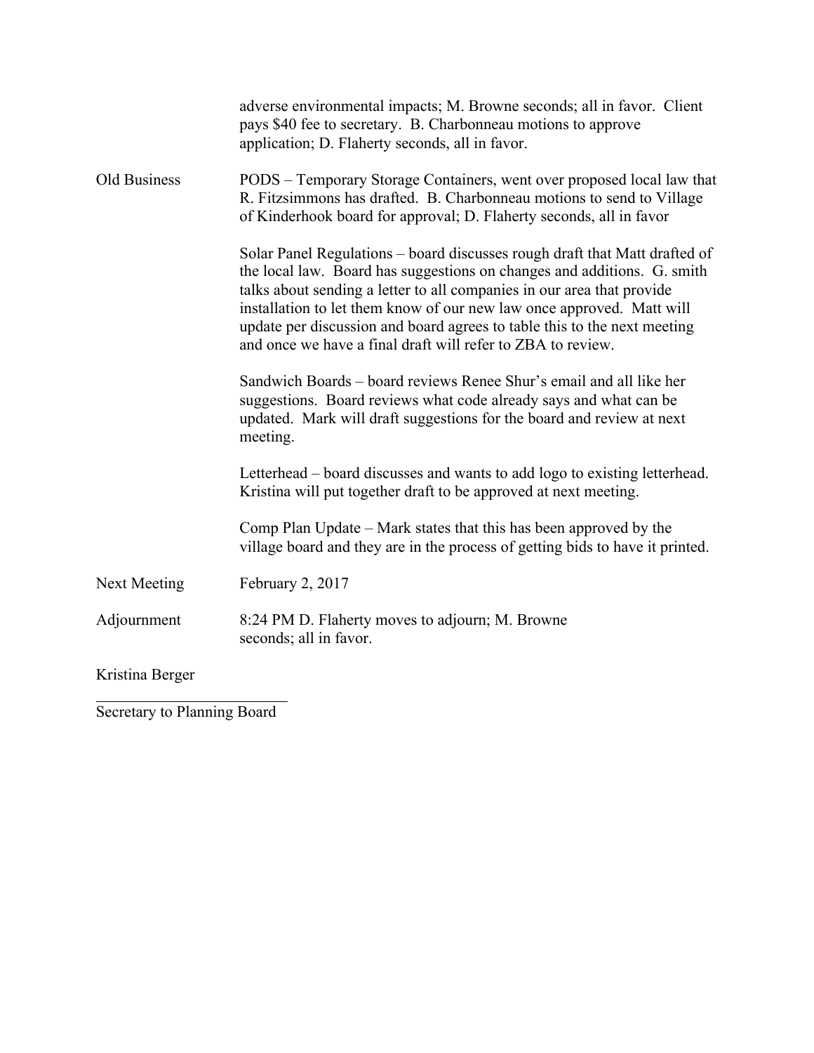adverse environmental impacts; M. Browne seconds; all in favor. Client pays $40 fee to secretary. B. Charbonneau motions to approve application; D. Flaherty seconds, all in favor.

Old Business

PODS – Temporary Storage Containers, went over proposed local law that R. Fitzsimmons has drafted. B. Charbonneau motions to send to Village of Kinderhook board for approval; D. Flaherty seconds, all in favor

Solar Panel Regulations – board discusses rough draft that Matt drafted of the local law. Board has suggestions on changes and additions. G. smith talks about sending a letter to all companies in our area that provide installation to let them know of our new law once approved. Matt will update per discussion and board agrees to table this to the next meeting and once we have a final draft will refer to ZBA to review.

Sandwich Boards – board reviews Renee Shur's email and all like her suggestions. Board reviews what code already says and what can be updated. Mark will draft suggestions for the board and review at next meeting.

Letterhead – board discusses and wants to add logo to existing letterhead. Kristina will put together draft to be approved at next meeting.

Comp Plan Update – Mark states that this has been approved by the village board and they are in the process of getting bids to have it printed.

Next Meeting

February 2, 2017

Adjournment

8:24 PM D. Flaherty moves to adjourn; M. Browne seconds; all in favor.

Kristina Berger

Secretary to Planning Board